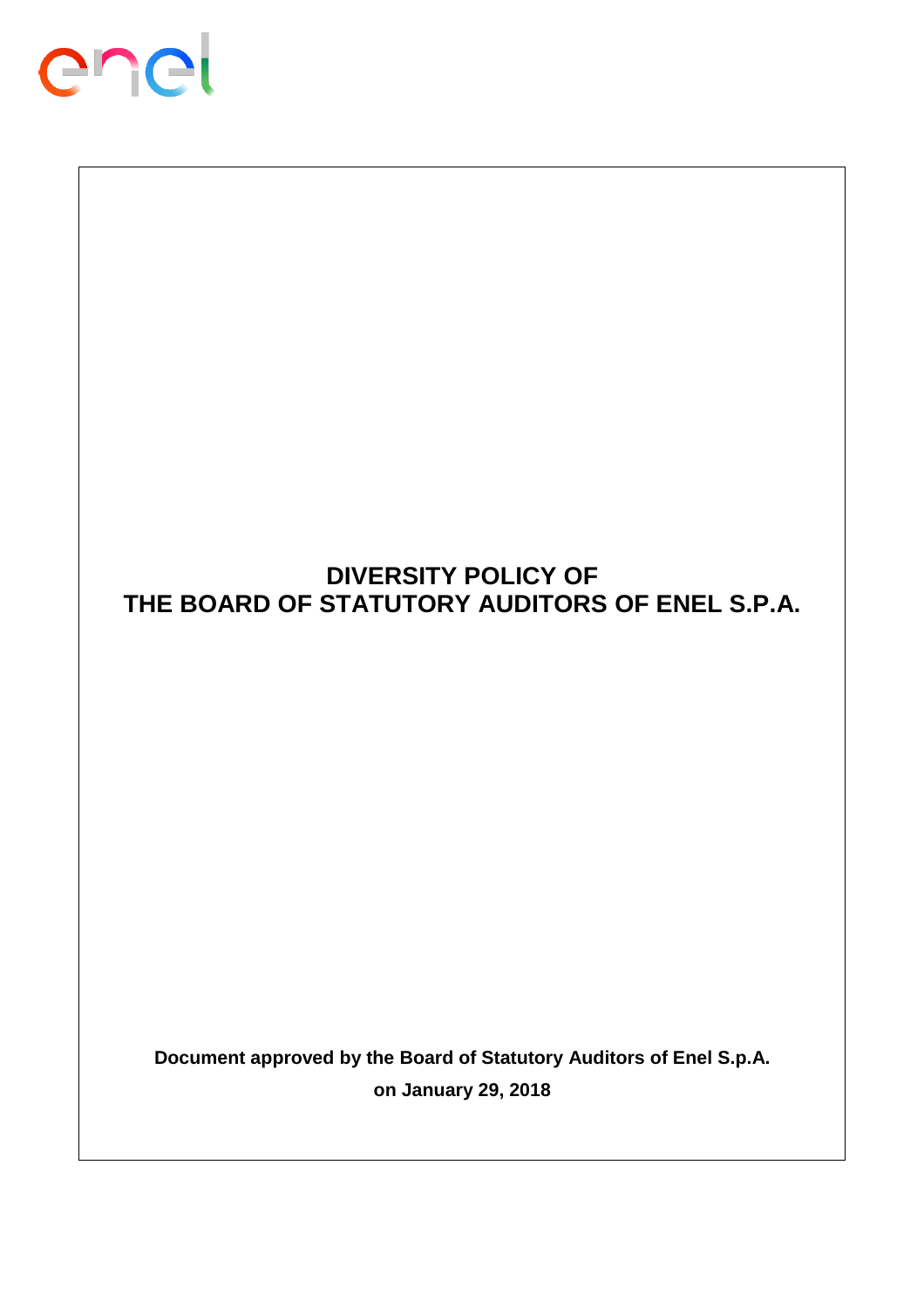# DIVERSITY POLICY OF THE BOARD OF STATUTORY AUDITORS OF ENEL S.P.A.

**Document approved by the Board of Statutory Auditors of Enel S.p.A. on January 29, 2018**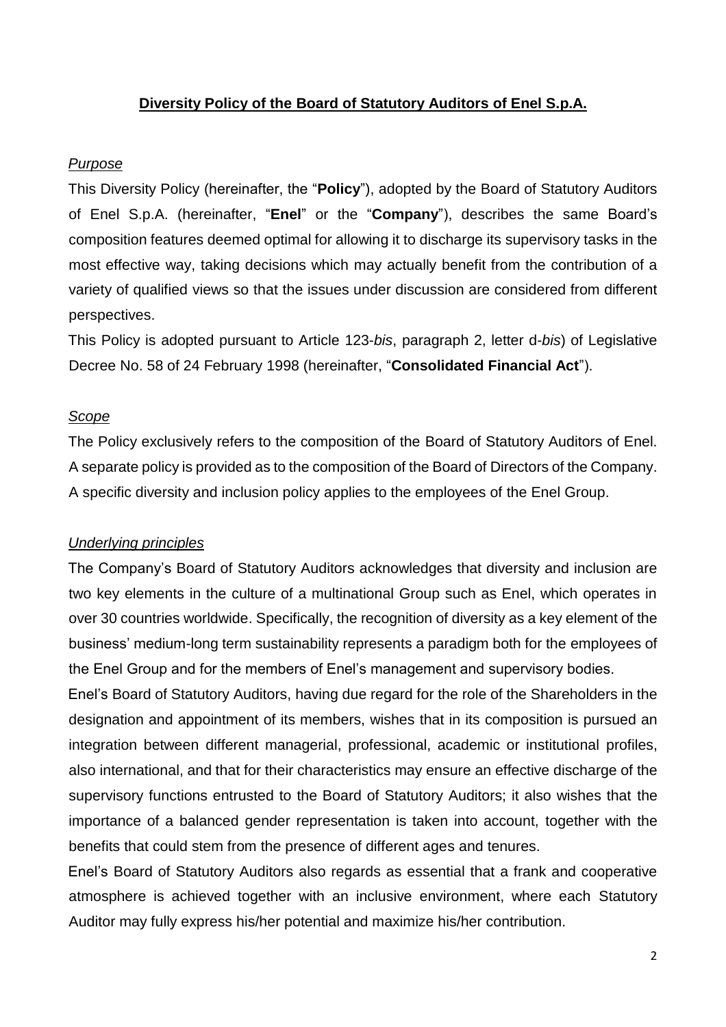# Diversity Policy of the Board of Statutory Auditors of Enel S.p.A.

## *Purpose*

This Diversity Policy (hereinafter, the "**Policy**"), adopted by the Board of Statutory Auditors of Enel S.p.A. (hereinafter, "**Enel**" or the "**Company**"), describes the same Board's composition features deemed optimal for allowing it to discharge its supervisory tasks in the most effective way, taking decisions which may actually benefit from the contribution of a variety of qualified views so that the issues under discussion are considered from different perspectives.

This Policy is adopted pursuant to Article 123-*bis*, paragraph 2, letter d-*bis*) of Legislative Decree No. 58 of 24 February 1998 (hereinafter, "**Consolidated Financial Act**").

## *Scope*

The Policy exclusively refers to the composition of the Board of Statutory Auditors of Enel. A separate policy is provided as to the composition of the Board of Directors of the Company. A specific diversity and inclusion policy applies to the employees of the Enel Group.

## *Underlying principles*

The Company's Board of Statutory Auditors acknowledges that diversity and inclusion are two key elements in the culture of a multinational Group such as Enel, which operates in over 30 countries worldwide. Specifically, the recognition of diversity as a key element of the business' medium-long term sustainability represents a paradigm both for the employees of the Enel Group and for the members of Enel's management and supervisory bodies.

Enel's Board of Statutory Auditors, having due regard for the role of the Shareholders in the designation and appointment of its members, wishes that in its composition is pursued an integration between different managerial, professional, academic or institutional profiles, also international, and that for their characteristics may ensure an effective discharge of the supervisory functions entrusted to the Board of Statutory Auditors; it also wishes that the importance of a balanced gender representation is taken into account, together with the benefits that could stem from the presence of different ages and tenures.

Enel's Board of Statutory Auditors also regards as essential that a frank and cooperative atmosphere is achieved together with an inclusive environment, where each Statutory Auditor may fully express his/her potential and maximize his/her contribution.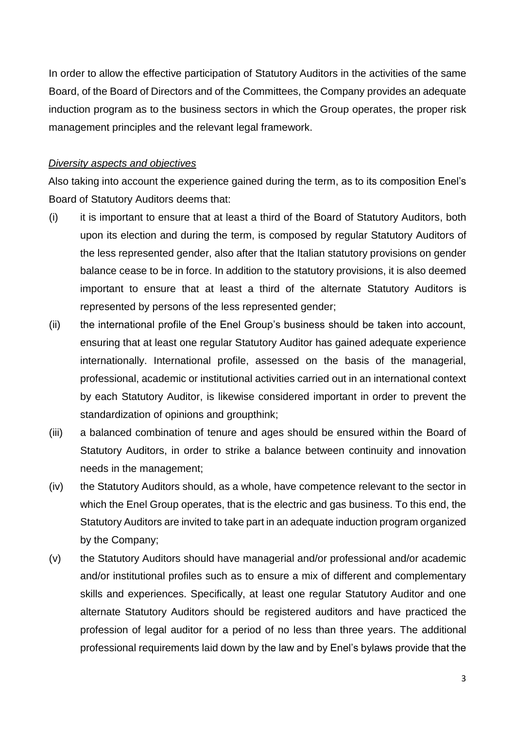In order to allow the effective participation of Statutory Auditors in the activities of the same Board, of the Board of Directors and of the Committees, the Company provides an adequate induction program as to the business sectors in which the Group operates, the proper risk management principles and the relevant legal framework.

*Diversity aspects and objectives*

Also taking into account the experience gained during the term, as to its composition Enel's Board of Statutory Auditors deems that:

(i) it is important to ensure that at least a third of the Board of Statutory Auditors, both upon its election and during the term, is composed by regular Statutory Auditors of the less represented gender, also after that the Italian statutory provisions on gender balance cease to be in force. In addition to the statutory provisions, it is also deemed important to ensure that at least a third of the alternate Statutory Auditors is represented by persons of the less represented gender;

(ii) the international profile of the Enel Group's business should be taken into account, ensuring that at least one regular Statutory Auditor has gained adequate experience internationally. International profile, assessed on the basis of the managerial, professional, academic or institutional activities carried out in an international context by each Statutory Auditor, is likewise considered important in order to prevent the standardization of opinions and groupthink;

(iii) a balanced combination of tenure and ages should be ensured within the Board of Statutory Auditors, in order to strike a balance between continuity and innovation needs in the management;

(iv) the Statutory Auditors should, as a whole, have competence relevant to the sector in which the Enel Group operates, that is the electric and gas business. To this end, the Statutory Auditors are invited to take part in an adequate induction program organized by the Company;

(v) the Statutory Auditors should have managerial and/or professional and/or academic and/or institutional profiles such as to ensure a mix of different and complementary skills and experiences. Specifically, at least one regular Statutory Auditor and one alternate Statutory Auditors should be registered auditors and have practiced the profession of legal auditor for a period of no less than three years. The additional professional requirements laid down by the law and by Enel's bylaws provide that the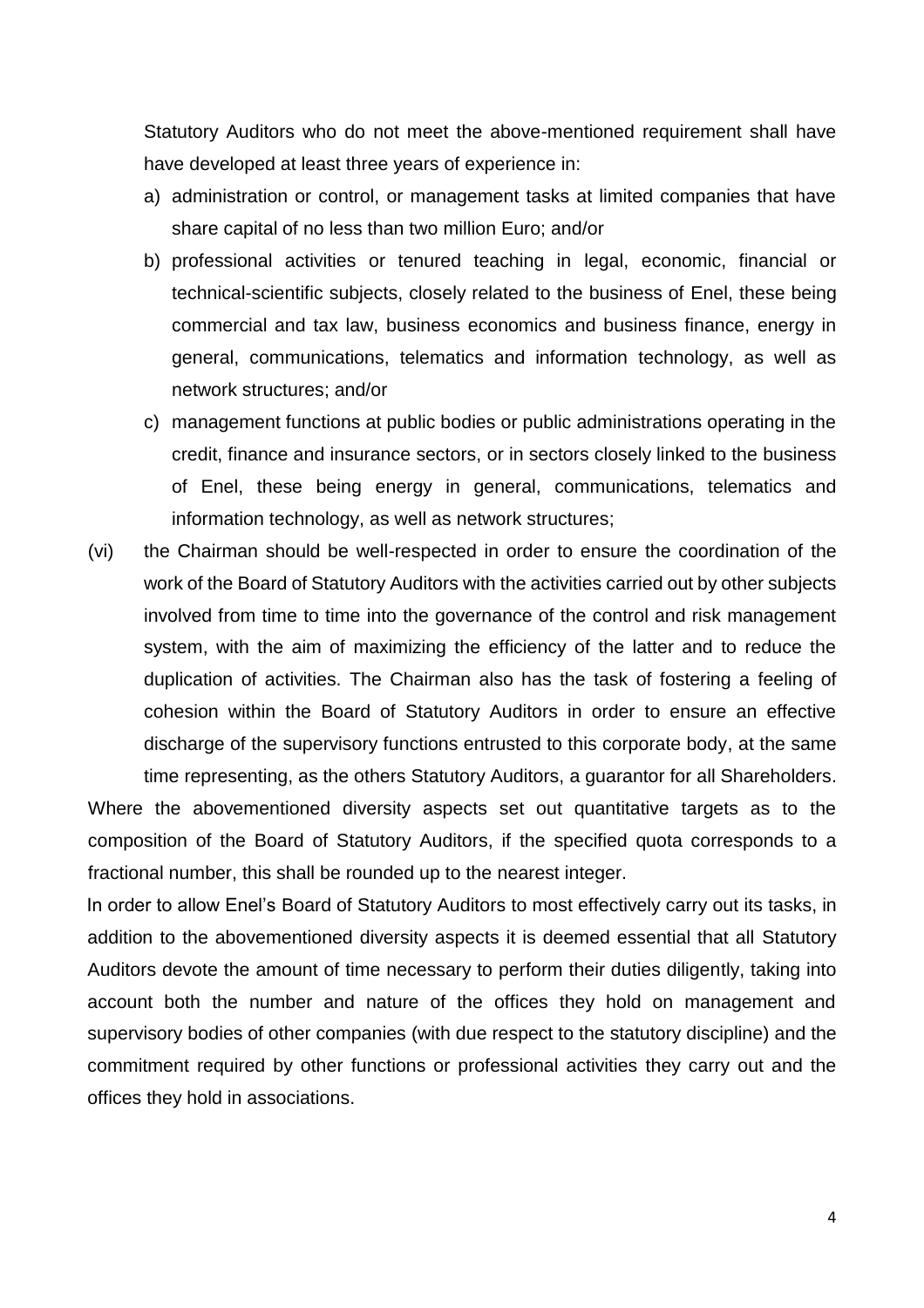Statutory Auditors who do not meet the above-mentioned requirement shall have have developed at least three years of experience in:

a) administration or control, or management tasks at limited companies that have share capital of no less than two million Euro; and/or
b) professional activities or tenured teaching in legal, economic, financial or technical-scientific subjects, closely related to the business of Enel, these being commercial and tax law, business economics and business finance, energy in general, communications, telematics and information technology, as well as network structures; and/or
c) management functions at public bodies or public administrations operating in the credit, finance and insurance sectors, or in sectors closely linked to the business of Enel, these being energy in general, communications, telematics and information technology, as well as network structures;

(vi) the Chairman should be well-respected in order to ensure the coordination of the work of the Board of Statutory Auditors with the activities carried out by other subjects involved from time to time into the governance of the control and risk management system, with the aim of maximizing the efficiency of the latter and to reduce the duplication of activities. The Chairman also has the task of fostering a feeling of cohesion within the Board of Statutory Auditors in order to ensure an effective discharge of the supervisory functions entrusted to this corporate body, at the same time representing, as the others Statutory Auditors, a guarantor for all Shareholders.

Where the abovementioned diversity aspects set out quantitative targets as to the composition of the Board of Statutory Auditors, if the specified quota corresponds to a fractional number, this shall be rounded up to the nearest integer.

In order to allow Enel's Board of Statutory Auditors to most effectively carry out its tasks, in addition to the abovementioned diversity aspects it is deemed essential that all Statutory Auditors devote the amount of time necessary to perform their duties diligently, taking into account both the number and nature of the offices they hold on management and supervisory bodies of other companies (with due respect to the statutory discipline) and the commitment required by other functions or professional activities they carry out and the offices they hold in associations.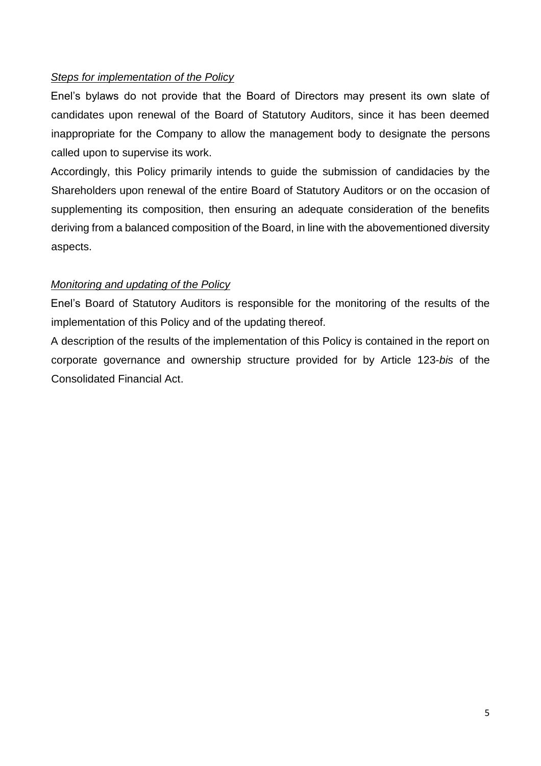*Steps for implementation of the Policy*

Enel's bylaws do not provide that the Board of Directors may present its own slate of candidates upon renewal of the Board of Statutory Auditors, since it has been deemed inappropriate for the Company to allow the management body to designate the persons called upon to supervise its work.

Accordingly, this Policy primarily intends to guide the submission of candidacies by the Shareholders upon renewal of the entire Board of Statutory Auditors or on the occasion of supplementing its composition, then ensuring an adequate consideration of the benefits deriving from a balanced composition of the Board, in line with the abovementioned diversity aspects.

*Monitoring and updating of the Policy*

Enel's Board of Statutory Auditors is responsible for the monitoring of the results of the implementation of this Policy and of the updating thereof.

A description of the results of the implementation of this Policy is contained in the report on corporate governance and ownership structure provided for by Article 123-*bis* of the Consolidated Financial Act.